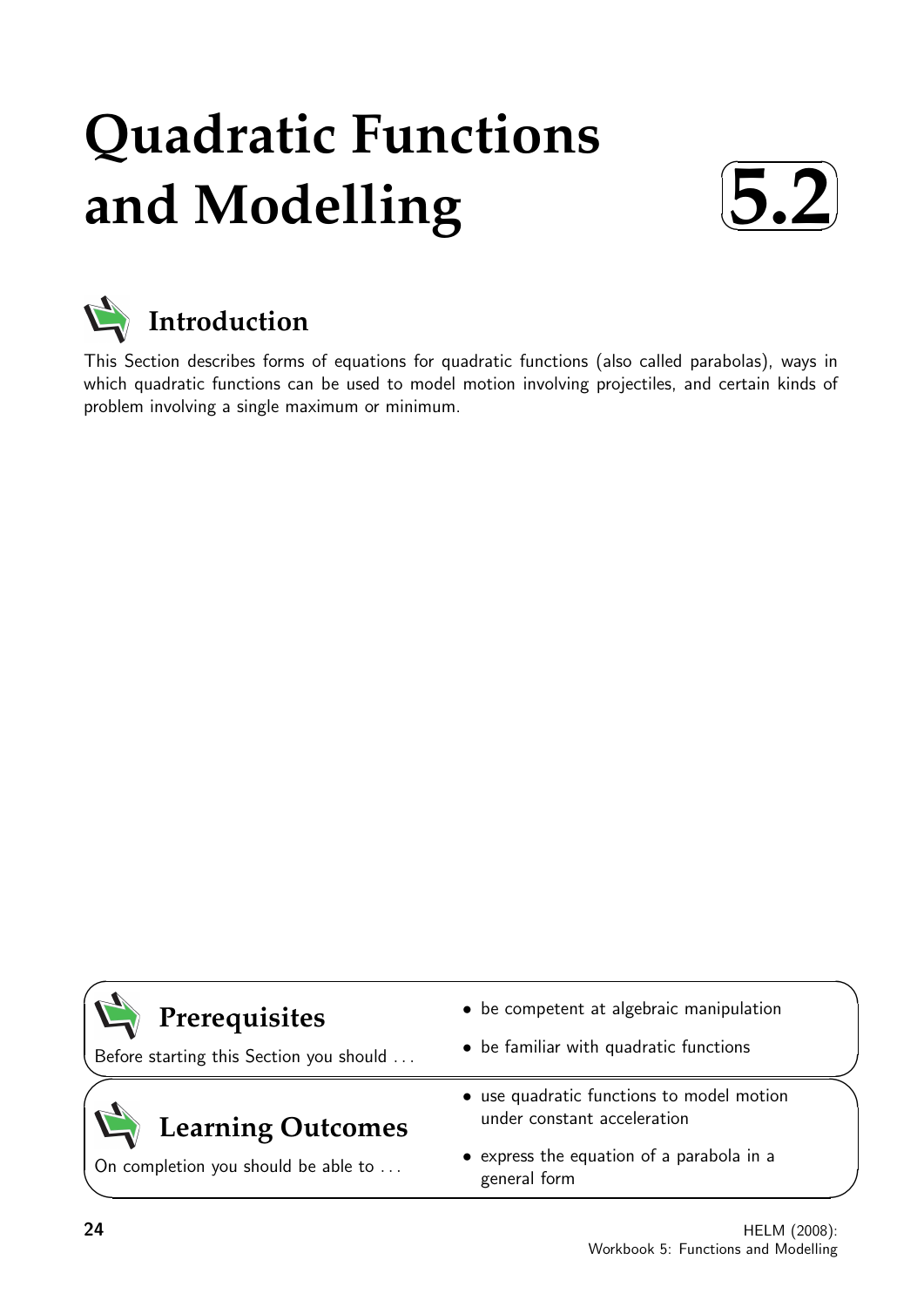# Quadratic Functions and Modelling

**5.2**

## Introduction

This Section describes forms of equations for quadratic functions (also called parabolas), ways in which quadratic functions can be used to model motion involving projectiles, and certain kinds of problem involving a single maximum or minimum.

## Prerequisites

Before starting this Section you should ...

- be competent at algebraic manipulation
- be familiar with quadratic functions

## Learning Outcomes

On completion you should be able to ...

- use quadratic functions to model motion under constant acceleration
- express the equation of a parabola in a general form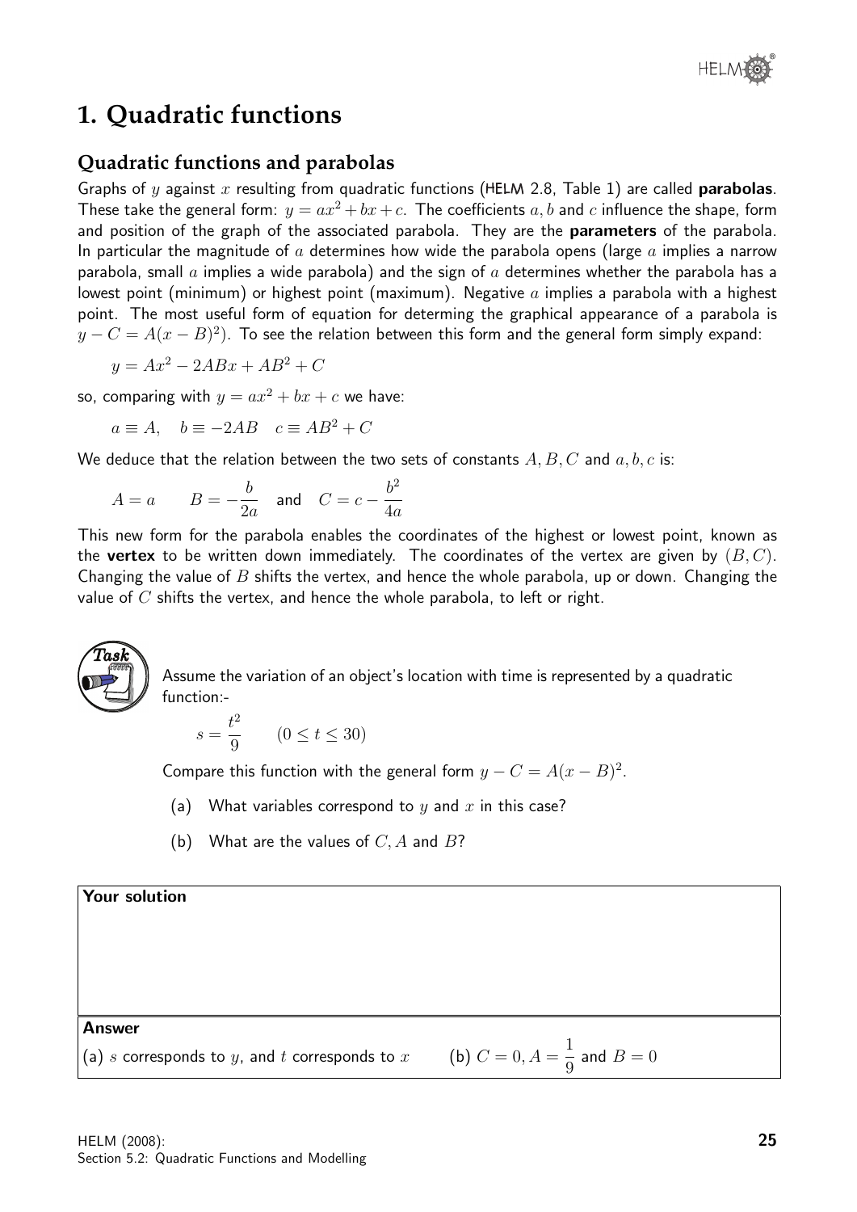# 1. Quadratic functions

## Quadratic functions and parabolas

Graphs of $y$ against $x$ resulting from quadratic functions (HELM 2.8, Table 1) are called **parabolas**. These take the general form: $y = ax^2 + bx + c$. The coefficients $a, b$ and $c$ influence the shape, form and position of the graph of the associated parabola. They are the **parameters** of the parabola. In particular the magnitude of $a$ determines how wide the parabola opens (large $a$ implies a narrow parabola, small $a$ implies a wide parabola) and the sign of $a$ determines whether the parabola has a lowest point (minimum) or highest point (maximum). Negative $a$ implies a parabola with a highest point. The most useful form of equation for determing the graphical appearance of a parabola is $y - C = A(x - B)^2$). To see the relation between this form and the general form simply expand:

$$y = Ax^2 - 2ABx + AB^2 + C$$

so, comparing with $y = ax^2 + bx + c$ we have:

$$a \equiv A, \quad b \equiv -2AB \quad c \equiv AB^2 + C$$

We deduce that the relation between the two sets of constants $A, B, C$ and $a, b, c$ is:

$$A = a \qquad B = -\frac{b}{2a} \quad \text{and} \quad C = c - \frac{b^2}{4a}$$

This new form for the parabola enables the coordinates of the highest or lowest point, known as the **vertex** to be written down immediately. The coordinates of the vertex are given by $(B, C)$. Changing the value of $B$ shifts the vertex, and hence the whole parabola, up or down. Changing the value of $C$ shifts the vertex, and hence the whole parabola, to left or right.

**Task**

Assume the variation of an object's location with time is represented by a quadratic function:-

$$s = \frac{t^2}{9} \qquad (0 \leq t \leq 30)$$

Compare this function with the general form $y - C = A(x - B)^2$.

(a) What variables correspond to $y$ and $x$ in this case?

(b) What are the values of $C, A$ and $B$?

**Your solution**

**Answer**

(a) $s$ corresponds to $y$, and $t$ corresponds to $x$ (b) $C = 0, A = \dfrac{1}{9}$ and $B = 0$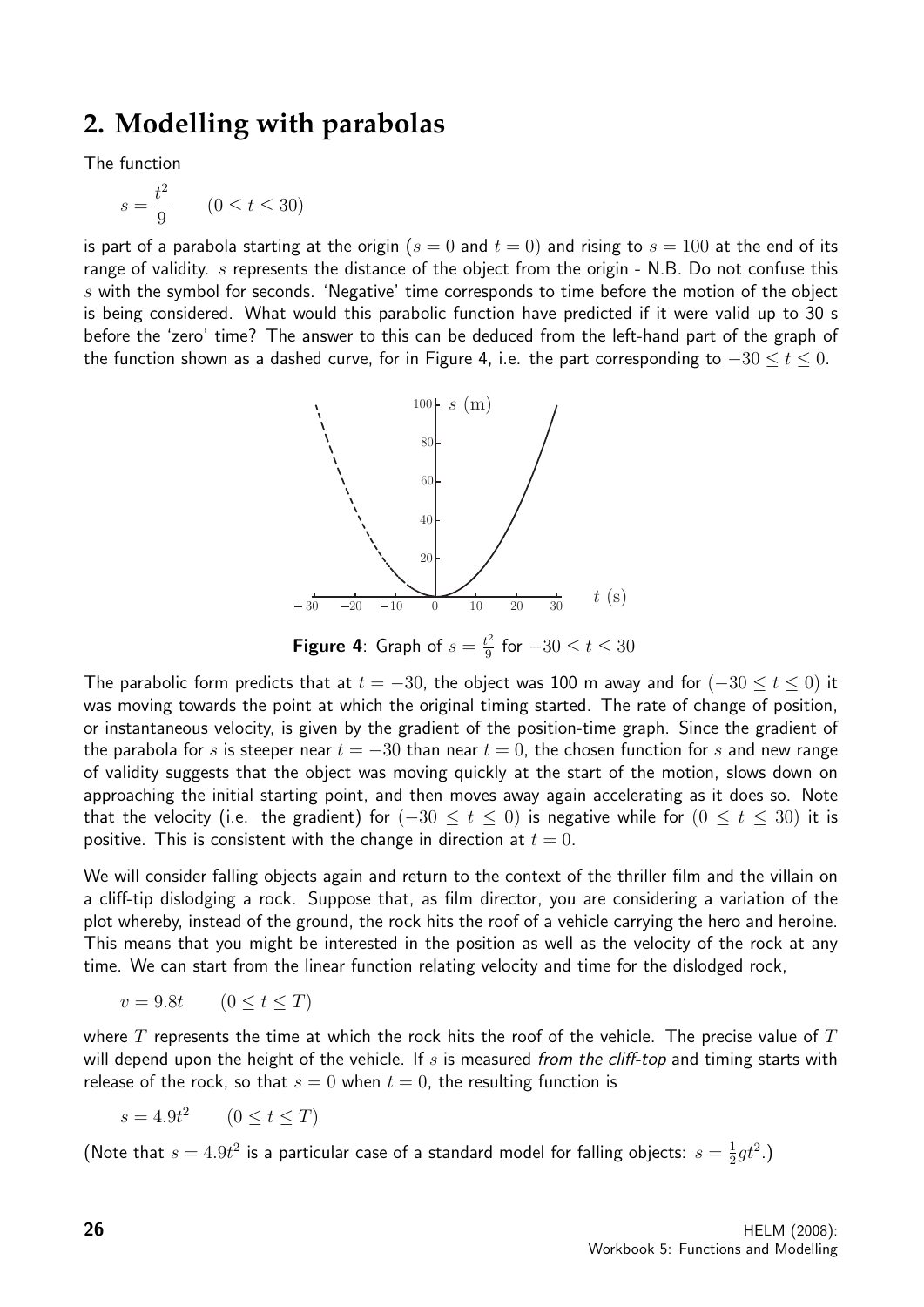## 2. Modelling with parabolas

The function

$$s = \frac{t^2}{9} \qquad (0 \le t \le 30)$$

is part of a parabola starting at the origin ($s = 0$ and $t = 0$) and rising to $s = 100$ at the end of its range of validity. $s$ represents the distance of the object from the origin - N.B. Do not confuse this $s$ with the symbol for seconds. 'Negative' time corresponds to time before the motion of the object is being considered. What would this parabolic function have predicted if it were valid up to 30 s before the 'zero' time? The answer to this can be deduced from the left-hand part of the graph of the function shown as a dashed curve, for in Figure 4, i.e. the part corresponding to $-30 \le t \le 0$.

**Figure 4**: Graph of $s = \frac{t^2}{9}$ for $-30 \le t \le 30$

The parabolic form predicts that at $t = -30$, the object was 100 m away and for $(-30 \le t \le 0)$ it was moving towards the point at which the original timing started. The rate of change of position, or instantaneous velocity, is given by the gradient of the position-time graph. Since the gradient of the parabola for $s$ is steeper near $t = -30$ than near $t = 0$, the chosen function for $s$ and new range of validity suggests that the object was moving quickly at the start of the motion, slows down on approaching the initial starting point, and then moves away again accelerating as it does so. Note that the velocity (i.e. the gradient) for $(-30 \le t \le 0)$ is negative while for $(0 \le t \le 30)$ it is positive. This is consistent with the change in direction at $t = 0$.

We will consider falling objects again and return to the context of the thriller film and the villain on a cliff-tip dislodging a rock. Suppose that, as film director, you are considering a variation of the plot whereby, instead of the ground, the rock hits the roof of a vehicle carrying the hero and heroine. This means that you might be interested in the position as well as the velocity of the rock at any time. We can start from the linear function relating velocity and time for the dislodged rock,

$$v = 9.8t \qquad (0 \le t \le T)$$

where $T$ represents the time at which the rock hits the roof of the vehicle. The precise value of $T$ will depend upon the height of the vehicle. If $s$ is measured *from the cliff-top* and timing starts with release of the rock, so that $s = 0$ when $t = 0$, the resulting function is

$$s = 4.9t^2 \qquad (0 \le t \le T)$$

(Note that $s = 4.9t^2$ is a particular case of a standard model for falling objects: $s = \frac{1}{2}gt^2$.)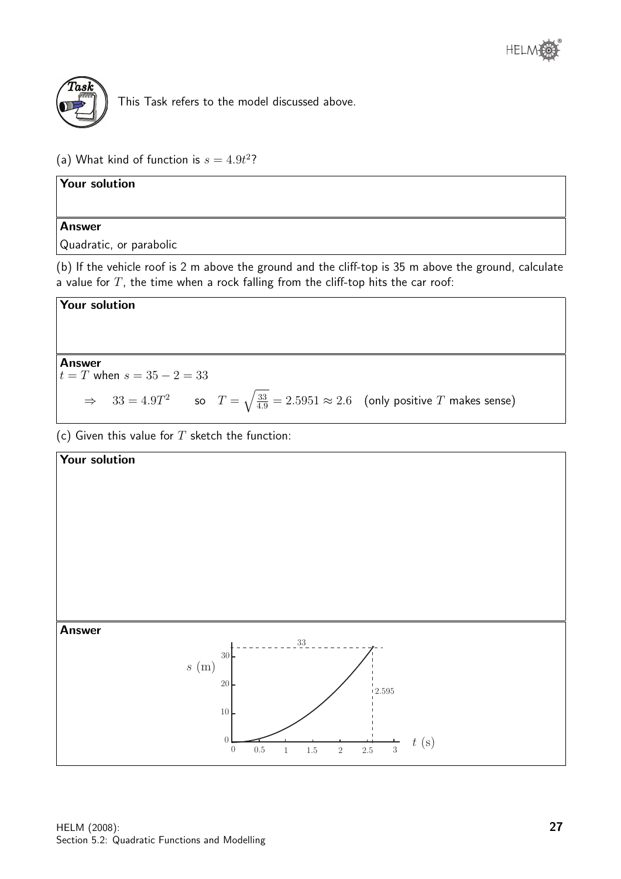**Task**

This Task refers to the model discussed above.

(a) What kind of function is $s = 4.9t^2$?

**Your solution**

**Answer**

Quadratic, or parabolic

(b) If the vehicle roof is 2 m above the ground and the cliff-top is 35 m above the ground, calculate a value for $T$, the time when a rock falling from the cliff-top hits the car roof:

**Your solution**

**Answer**

$t = T$ when $s = 35 - 2 = 33$

$$\Rightarrow \quad 33 = 4.9T^2 \qquad \text{so} \quad T = \sqrt{\frac{33}{4.9}} = 2.5951 \approx 2.6 \quad \text{(only positive } T \text{ makes sense)}$$

(c) Given this value for $T$ sketch the function:

**Your solution**

**Answer**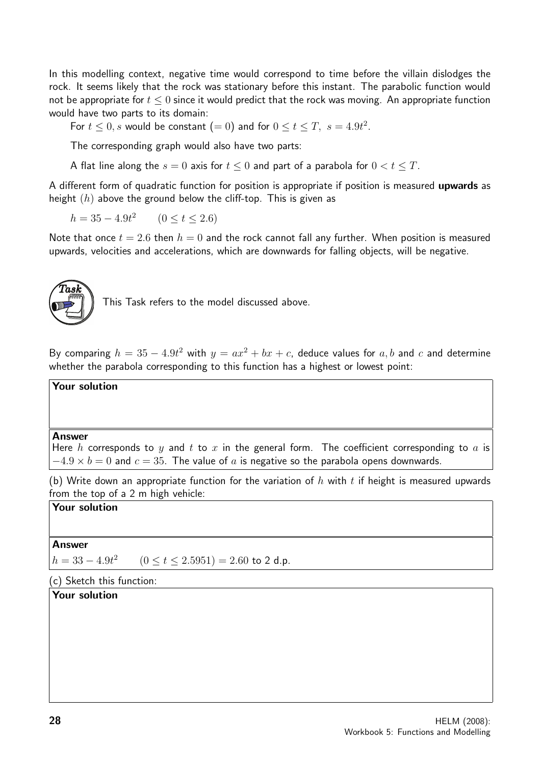In this modelling context, negative time would correspond to time before the villain dislodges the rock. It seems likely that the rock was stationary before this instant. The parabolic function would not be appropriate for $t \leq 0$ since it would predict that the rock was moving. An appropriate function would have two parts to its domain:

For $t \leq 0, s$ would be constant $(= 0)$ and for $0 \leq t \leq T,\ s = 4.9t^2$.

The corresponding graph would also have two parts:

A flat line along the $s = 0$ axis for $t \leq 0$ and part of a parabola for $0 < t \leq T$.

A different form of quadratic function for position is appropriate if position is measured **upwards** as height $(h)$ above the ground below the cliff-top. This is given as

$h = 35 - 4.9t^2 \qquad (0 \leq t \leq 2.6)$

Note that once $t = 2.6$ then $h = 0$ and the rock cannot fall any further. When position is measured upwards, velocities and accelerations, which are downwards for falling objects, will be negative.

**Task**

This Task refers to the model discussed above.

By comparing $h = 35 - 4.9t^2$ with $y = ax^2 + bx + c$, deduce values for $a, b$ and $c$ and determine whether the parabola corresponding to this function has a highest or lowest point:

**Your solution**

**Answer**

Here $h$ corresponds to $y$ and $t$ to $x$ in the general form. The coefficient corresponding to $a$ is $-4.9 \times b = 0$ and $c = 35$. The value of $a$ is negative so the parabola opens downwards.

(b) Write down an appropriate function for the variation of $h$ with $t$ if height is measured upwards from the top of a 2 m high vehicle:

**Your solution**

**Answer**

$h = 33 - 4.9t^2 \qquad (0 \leq t \leq 2.5951) = 2.60$ to 2 d.p.

(c) Sketch this function:

**Your solution**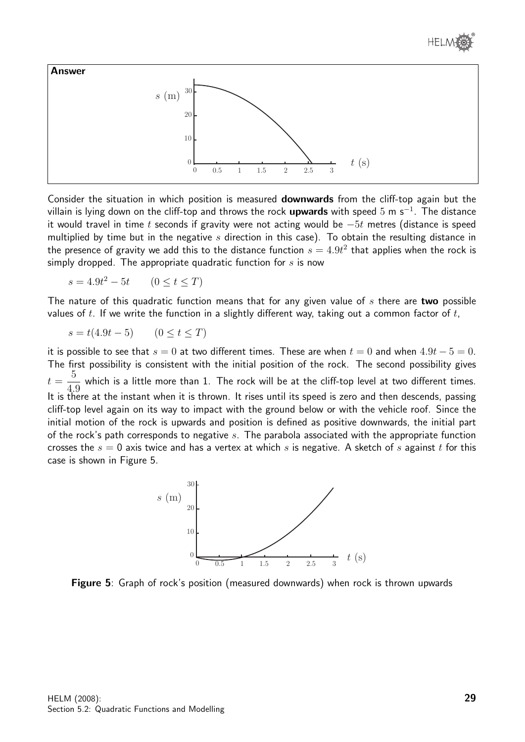**Answer**

Consider the situation in which position is measured **downwards** from the cliff-top again but the villain is lying down on the cliff-top and throws the rock **upwards** with speed $5$ m s$^{-1}$. The distance it would travel in time $t$ seconds if gravity were not acting would be $-5t$ metres (distance is speed multiplied by time but in the negative $s$ direction in this case). To obtain the resulting distance in the presence of gravity we add this to the distance function $s = 4.9t^2$ that applies when the rock is simply dropped. The appropriate quadratic function for $s$ is now

$$s = 4.9t^2 - 5t \qquad (0 \leq t \leq T)$$

The nature of this quadratic function means that for any given value of $s$ there are **two** possible values of $t$. If we write the function in a slightly different way, taking out a common factor of $t$,

$$s = t(4.9t - 5) \qquad (0 \leq t \leq T)$$

it is possible to see that $s = 0$ at two different times. These are when $t = 0$ and when $4.9t - 5 = 0$. The first possibility is consistent with the initial position of the rock. The second possibility gives $t = \dfrac{5}{4.9}$ which is a little more than 1. The rock will be at the cliff-top level at two different times. It is there at the instant when it is thrown. It rises until its speed is zero and then descends, passing cliff-top level again on its way to impact with the ground below or with the vehicle roof. Since the initial motion of the rock is upwards and position is defined as positive downwards, the initial part of the rock's path corresponds to negative $s$. The parabola associated with the appropriate function crosses the $s = 0$ axis twice and has a vertex at which $s$ is negative. A sketch of $s$ against $t$ for this case is shown in Figure 5.

**Figure 5**: Graph of rock's position (measured downwards) when rock is thrown upwards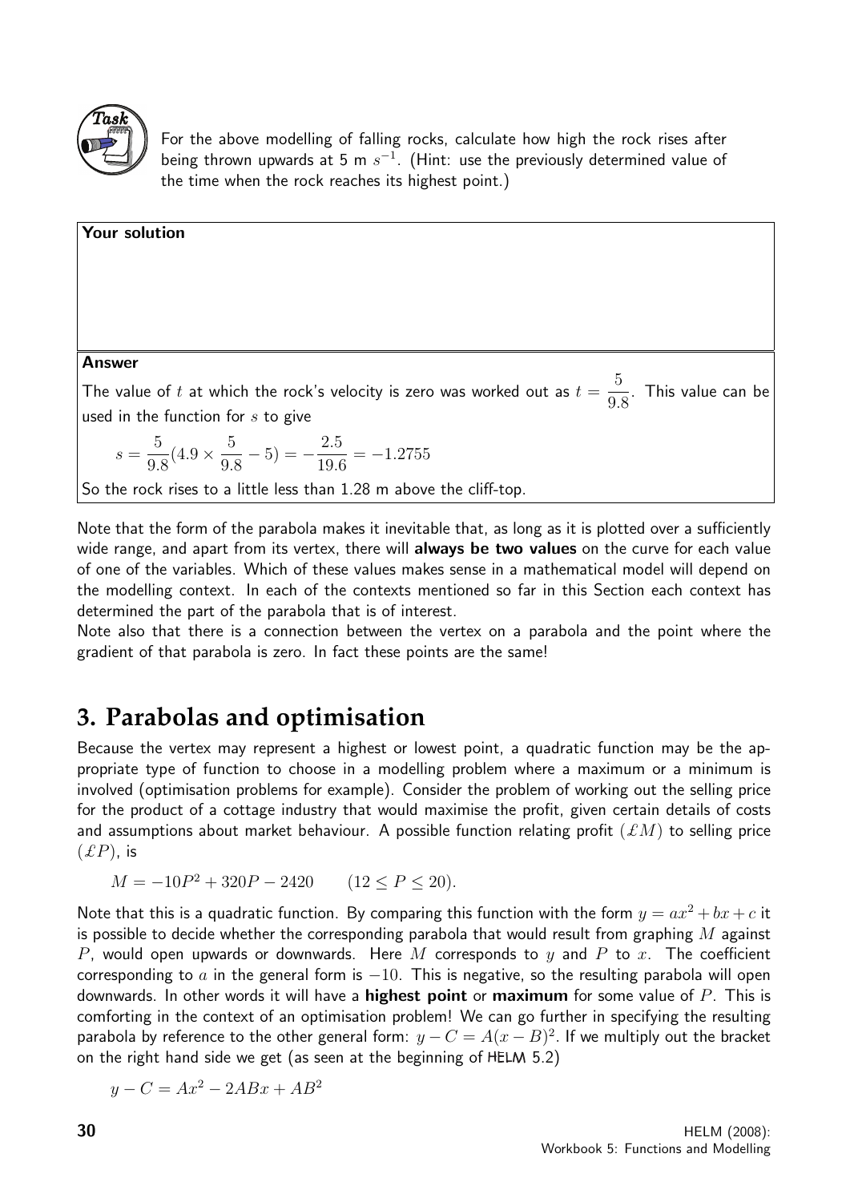**Task**

For the above modelling of falling rocks, calculate how high the rock rises after being thrown upwards at 5 m $s^{-1}$. (Hint: use the previously determined value of the time when the rock reaches its highest point.)

**Your solution**

**Answer**

The value of $t$ at which the rock's velocity is zero was worked out as $t = \dfrac{5}{9.8}$. This value can be used in the function for $s$ to give

$$s = \frac{5}{9.8}(4.9 \times \frac{5}{9.8} - 5) = -\frac{2.5}{19.6} = -1.2755$$

So the rock rises to a little less than 1.28 m above the cliff-top.

Note that the form of the parabola makes it inevitable that, as long as it is plotted over a sufficiently wide range, and apart from its vertex, there will **always be two values** on the curve for each value of one of the variables. Which of these values makes sense in a mathematical model will depend on the modelling context. In each of the contexts mentioned so far in this Section each context has determined the part of the parabola that is of interest.

Note also that there is a connection between the vertex on a parabola and the point where the gradient of that parabola is zero. In fact these points are the same!

## 3. Parabolas and optimisation

Because the vertex may represent a highest or lowest point, a quadratic function may be the appropriate type of function to choose in a modelling problem where a maximum or a minimum is involved (optimisation problems for example). Consider the problem of working out the selling price for the product of a cottage industry that would maximise the profit, given certain details of costs and assumptions about market behaviour. A possible function relating profit ($£M$) to selling price ($£P$), is

$$M = -10P^2 + 320P - 2420 \qquad (12 \leq P \leq 20).$$

Note that this is a quadratic function. By comparing this function with the form $y = ax^2 + bx + c$ it is possible to decide whether the corresponding parabola that would result from graphing $M$ against $P$, would open upwards or downwards. Here $M$ corresponds to $y$ and $P$ to $x$. The coefficient corresponding to $a$ in the general form is $-10$. This is negative, so the resulting parabola will open downwards. In other words it will have a **highest point** or **maximum** for some value of $P$. This is comforting in the context of an optimisation problem! We can go further in specifying the resulting parabola by reference to the other general form: $y - C = A(x - B)^2$. If we multiply out the bracket on the right hand side we get (as seen at the beginning of HELM 5.2)

$$y - C = Ax^2 - 2ABx + AB^2$$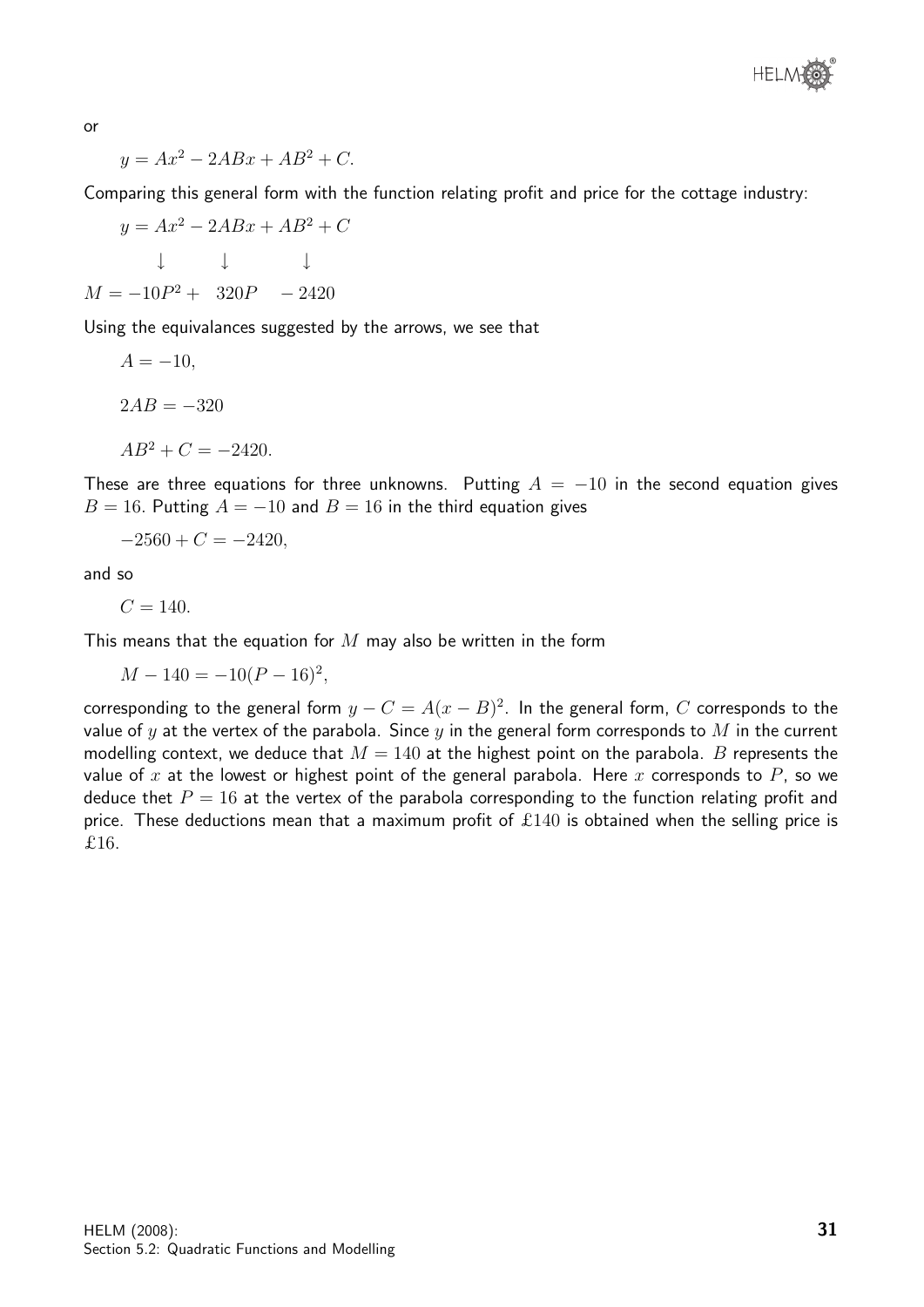or

$$y = Ax^2 - 2ABx + AB^2 + C.$$

Comparing this general form with the function relating profit and price for the cottage industry:

$$\begin{array}{l} y = Ax^2 - 2ABx + AB^2 + C \\ \qquad \downarrow \qquad \downarrow \qquad\quad \downarrow \\ M = -10P^2 + \ \ 320P \quad - 2420 \end{array}$$

Using the equivalances suggested by the arrows, we see that

$$A = -10,$$

$$2AB = -320$$

$$AB^2 + C = -2420.$$

These are three equations for three unknowns. Putting $A = -10$ in the second equation gives $B = 16$. Putting $A = -10$ and $B = 16$ in the third equation gives

$$-2560 + C = -2420,$$

and so

$$C = 140.$$

This means that the equation for $M$ may also be written in the form

$$M - 140 = -10(P - 16)^2,$$

corresponding to the general form $y - C = A(x - B)^2$. In the general form, $C$ corresponds to the value of $y$ at the vertex of the parabola. Since $y$ in the general form corresponds to $M$ in the current modelling context, we deduce that $M = 140$ at the highest point on the parabola. $B$ represents the value of $x$ at the lowest or highest point of the general parabola. Here $x$ corresponds to $P$, so we deduce thet $P = 16$ at the vertex of the parabola corresponding to the function relating profit and price. These deductions mean that a maximum profit of £140 is obtained when the selling price is £16.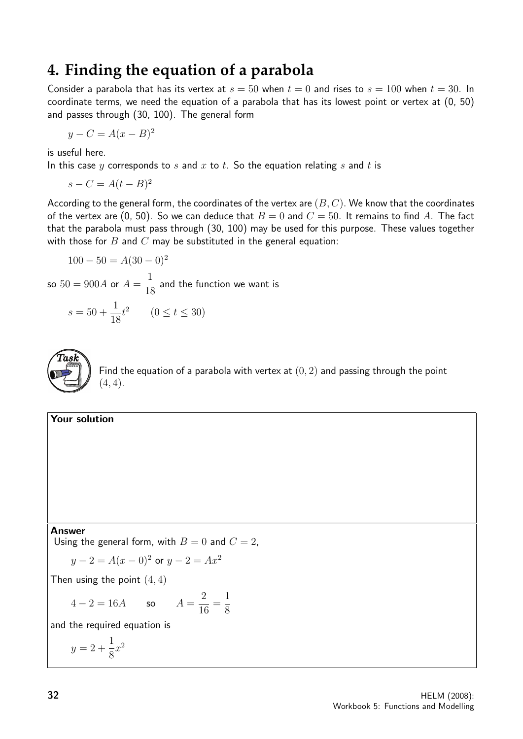## 4. Finding the equation of a parabola

Consider a parabola that has its vertex at $s = 50$ when $t = 0$ and rises to $s = 100$ when $t = 30$. In coordinate terms, we need the equation of a parabola that has its lowest point or vertex at (0, 50) and passes through (30, 100). The general form

$$y - C = A(x - B)^2$$

is useful here.

In this case $y$ corresponds to $s$ and $x$ to $t$. So the equation relating $s$ and $t$ is

$$s - C = A(t - B)^2$$

According to the general form, the coordinates of the vertex are $(B, C)$. We know that the coordinates of the vertex are (0, 50). So we can deduce that $B = 0$ and $C = 50$. It remains to find $A$. The fact that the parabola must pass through (30, 100) may be used for this purpose. These values together with those for $B$ and $C$ may be substituted in the general equation:

$$100 - 50 = A(30 - 0)^2$$

so $50 = 900A$ or $A = \dfrac{1}{18}$ and the function we want is

$$s = 50 + \frac{1}{18}t^2 \qquad (0 \leq t \leq 30)$$

**Task**

Find the equation of a parabola with vertex at $(0, 2)$ and passing through the point $(4, 4)$.

**Your solution**

**Answer**

Using the general form, with $B = 0$ and $C = 2$,

$$y - 2 = A(x - 0)^2 \text{ or } y - 2 = Ax^2$$

Then using the point $(4, 4)$

$$4 - 2 = 16A \qquad \text{so} \qquad A = \frac{2}{16} = \frac{1}{8}$$

and the required equation is

$$y = 2 + \frac{1}{8}x^2$$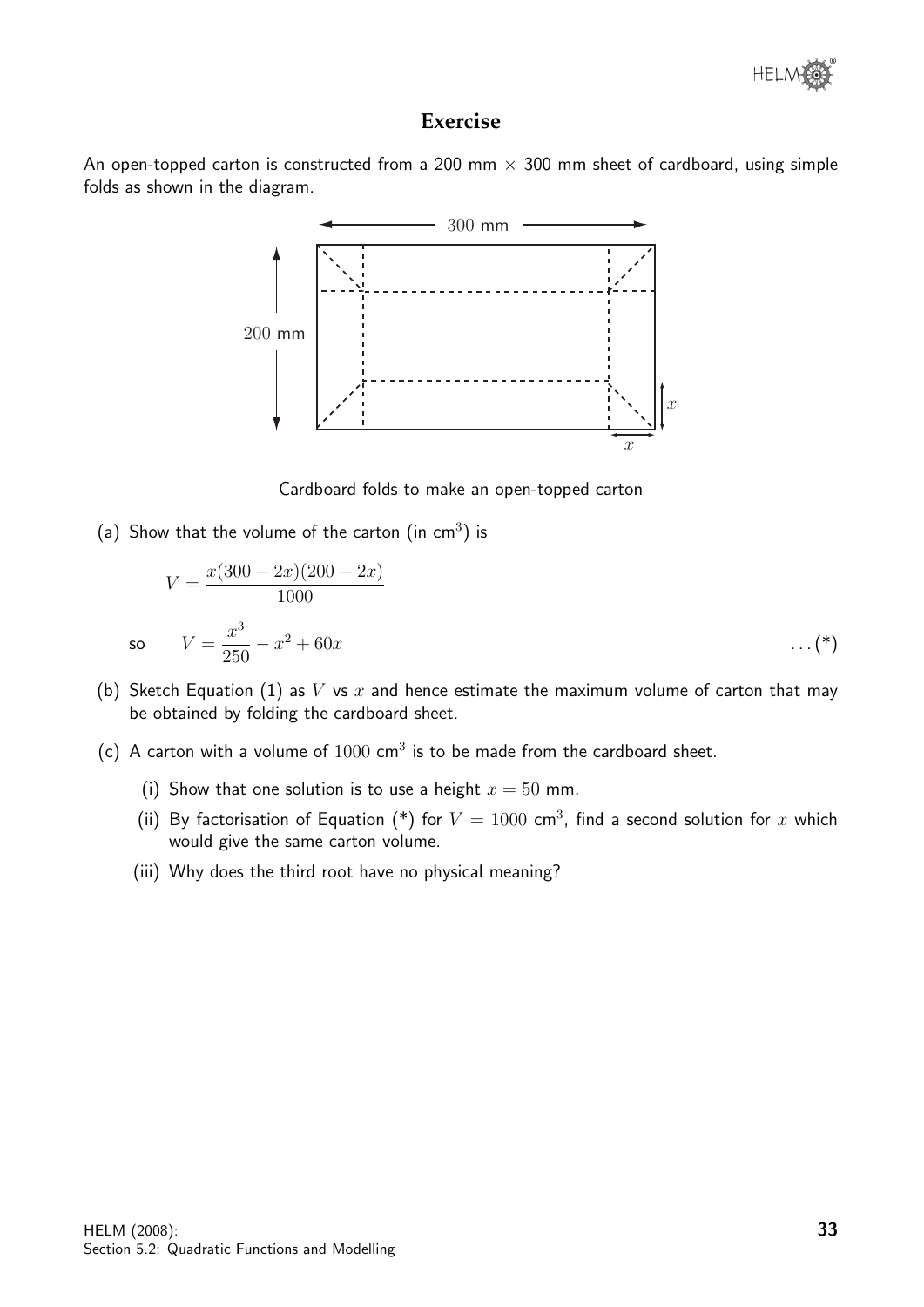## Exercise

An open-topped carton is constructed from a 200 mm $\times$ 300 mm sheet of cardboard, using simple folds as shown in the diagram.

Cardboard folds to make an open-topped carton

(a) Show that the volume of the carton (in cm$^3$) is

$$V = \frac{x(300 - 2x)(200 - 2x)}{1000}$$

so $\qquad V = \dfrac{x^3}{250} - x^2 + 60x \qquad \ldots (*)$

(b) Sketch Equation (1) as $V$ vs $x$ and hence estimate the maximum volume of carton that may be obtained by folding the cardboard sheet.

(c) A carton with a volume of $1000$ cm$^3$ is to be made from the cardboard sheet.

  (i) Show that one solution is to use a height $x = 50$ mm.

  (ii) By factorisation of Equation (*) for $V = 1000$ cm$^3$, find a second solution for $x$ which would give the same carton volume.

  (iii) Why does the third root have no physical meaning?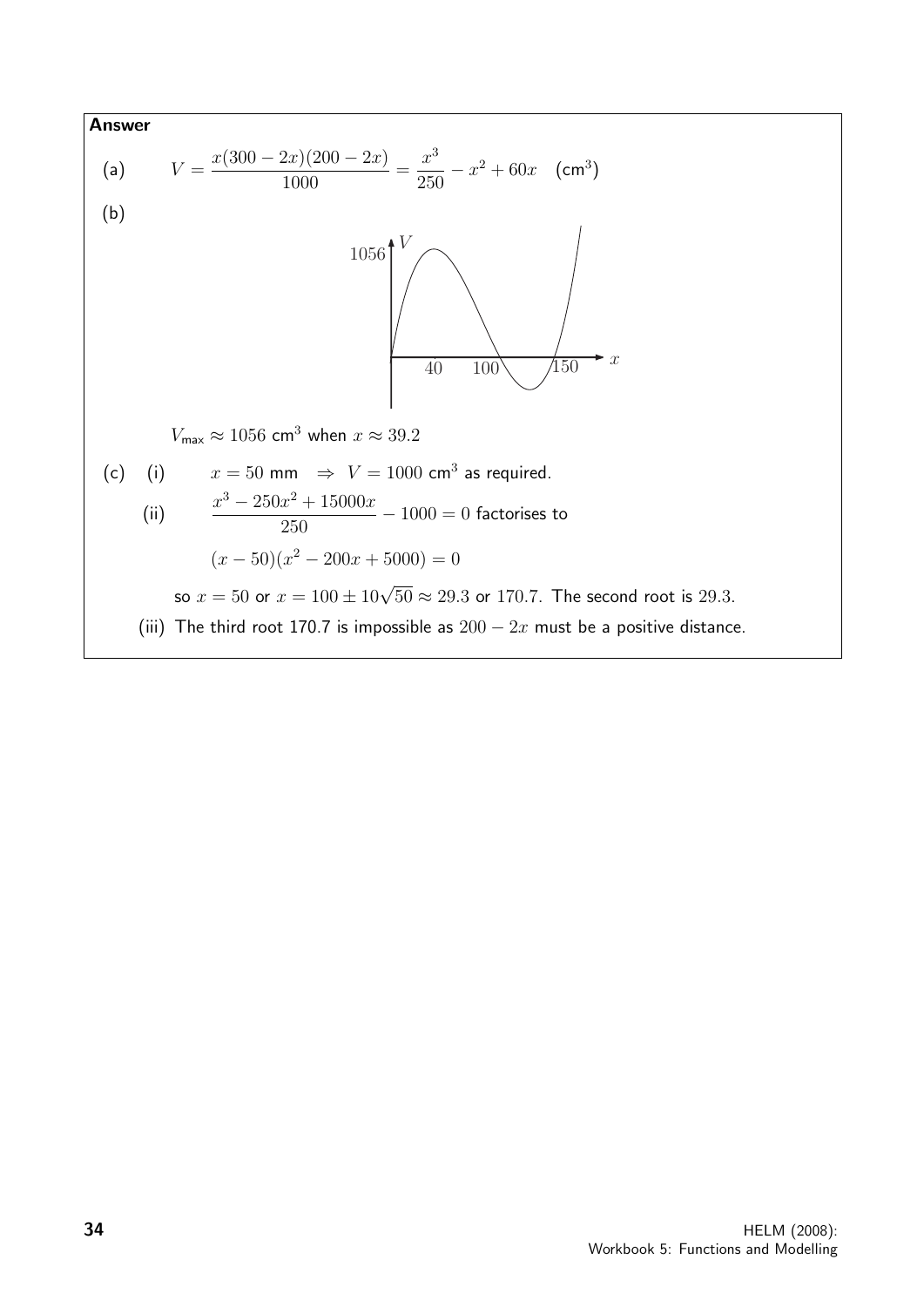**Answer**

(a) $$V = \frac{x(300-2x)(200-2x)}{1000} = \frac{x^3}{250} - x^2 + 60x \quad (\text{cm}^3)$$

(b)

1056 V

40 100 150 x

$V_{\text{max}} \approx 1056$ cm$^3$ when $x \approx 39.2$

(c) (i) $x = 50$ mm $\Rightarrow$ $V = 1000$ cm$^3$ as required.

(ii) $$\frac{x^3 - 250x^2 + 15000x}{250} - 1000 = 0 \text{ factorises to}$$

$$(x-50)(x^2 - 200x + 5000) = 0$$

so $x = 50$ or $x = 100 \pm 10\sqrt{50} \approx 29.3$ or $170.7$. The second root is $29.3$.

(iii) The third root 170.7 is impossible as $200 - 2x$ must be a positive distance.